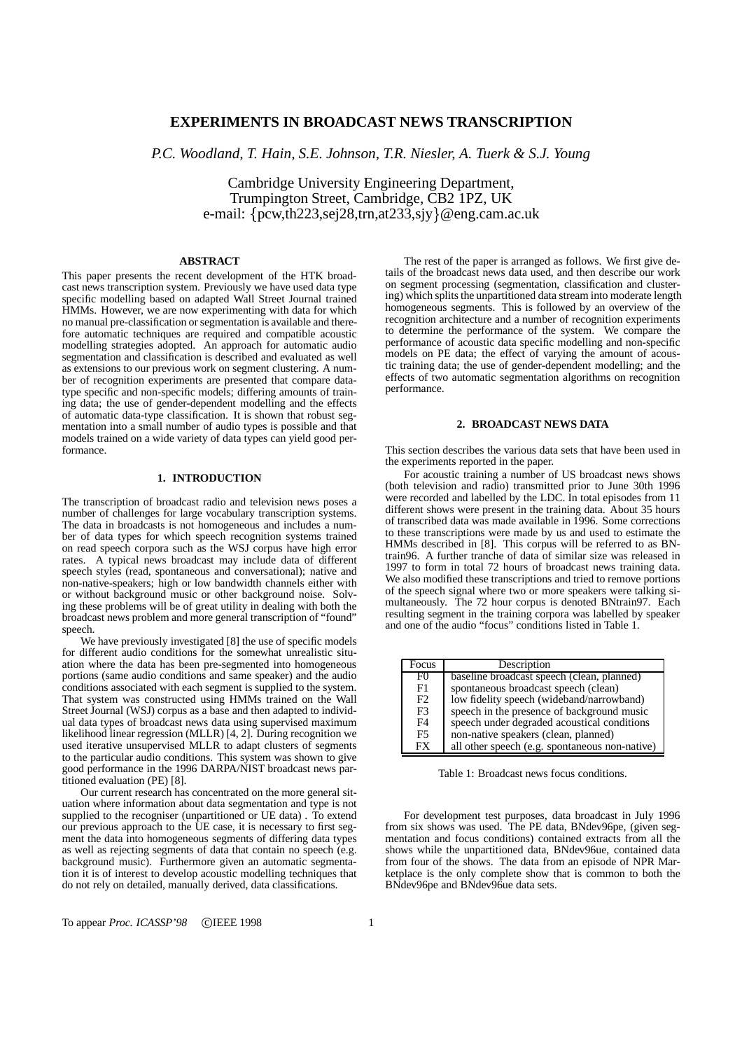# EXPERIMENTS IN BROADCAST NEWS TRANSCRIPTION

*P.C. Woodland, T. Hain, S.E. Johnson, T.R. Niesler, A. Tuerk & S.J. Young*

Cambridge University Engineering Department,
Trumpington Street, Cambridge, CB2 1PZ, UK
e-mail: {pcw,th223,sej28,trn,at233,sjy}@eng.cam.ac.uk

## ABSTRACT

This paper presents the recent development of the HTK broadcast news transcription system. Previously we have used data type specific modelling based on adapted Wall Street Journal trained HMMs. However, we are now experimenting with data for which no manual pre-classification or segmentation is available and therefore automatic techniques are required and compatible acoustic modelling strategies adopted. An approach for automatic audio segmentation and classification is described and evaluated as well as extensions to our previous work on segment clustering. A number of recognition experiments are presented that compare datatype specific and non-specific models; differing amounts of training data; the use of gender-dependent modelling and the effects of automatic data-type classification. It is shown that robust segmentation into a small number of audio types is possible and that models trained on a wide variety of data types can yield good performance.

## 1. INTRODUCTION

The transcription of broadcast radio and television news poses a number of challenges for large vocabulary transcription systems. The data in broadcasts is not homogeneous and includes a number of data types for which speech recognition systems trained on read speech corpora such as the WSJ corpus have high error rates. A typical news broadcast may include data of different speech styles (read, spontaneous and conversational); native and non-native-speakers; high or low bandwidth channels either with or without background music or other background noise. Solving these problems will be of great utility in dealing with both the broadcast news problem and more general transcription of "found" speech.

We have previously investigated [8] the use of specific models for different audio conditions for the somewhat unrealistic situation where the data has been pre-segmented into homogeneous portions (same audio conditions and same speaker) and the audio conditions associated with each segment is supplied to the system. That system was constructed using HMMs trained on the Wall Street Journal (WSJ) corpus as a base and then adapted to individual data types of broadcast news data using supervised maximum likelihood linear regression (MLLR) [4, 2]. During recognition we used iterative unsupervised MLLR to adapt clusters of segments to the particular audio conditions. This system was shown to give good performance in the 1996 DARPA/NIST broadcast news partitioned evaluation (PE) [8].

Our current research has concentrated on the more general situation where information about data segmentation and type is not supplied to the recogniser (unpartitioned or UE data) . To extend our previous approach to the UE case, it is necessary to first segment the data into homogeneous segments of differing data types as well as rejecting segments of data that contain no speech (e.g. background music). Furthermore given an automatic segmentation it is of interest to develop acoustic modelling techniques that do not rely on detailed, manually derived, data classifications.

The rest of the paper is arranged as follows. We first give details of the broadcast news data used, and then describe our work on segment processing (segmentation, classification and clustering) which splits the unpartitioned data stream into moderate length homogeneous segments. This is followed by an overview of the recognition architecture and a number of recognition experiments to determine the performance of the system. We compare the performance of acoustic data specific modelling and non-specific models on PE data; the effect of varying the amount of acoustic training data; the use of gender-dependent modelling; and the effects of two automatic segmentation algorithms on recognition performance.

## 2. BROADCAST NEWS DATA

This section describes the various data sets that have been used in the experiments reported in the paper.

For acoustic training a number of US broadcast news shows (both television and radio) transmitted prior to June 30th 1996 were recorded and labelled by the LDC. In total episodes from 11 different shows were present in the training data. About 35 hours of transcribed data was made available in 1996. Some corrections to these transcriptions were made by us and used to estimate the HMMs described in [8]. This corpus will be referred to as BNtrain96. A further tranche of data of similar size was released in 1997 to form in total 72 hours of broadcast news training data. We also modified these transcriptions and tried to remove portions of the speech signal where two or more speakers were talking simultaneously. The 72 hour corpus is denoted BNtrain97. Each resulting segment in the training corpora was labelled by speaker and one of the audio "focus" conditions listed in Table 1.

| Focus | Description |
|---|---|
| F0 | baseline broadcast speech (clean, planned) |
| F1 | spontaneous broadcast speech (clean) |
| F2 | low fidelity speech (wideband/narrowband) |
| F3 | speech in the presence of background music |
| F4 | speech under degraded acoustical conditions |
| F5 | non-native speakers (clean, planned) |
| FX | all other speech (e.g. spontaneous non-native) |

Table 1: Broadcast news focus conditions.

For development test purposes, data broadcast in July 1996 from six shows was used. The PE data, BNdev96pe, (given segmentation and focus conditions) contained extracts from all the shows while the unpartitioned data, BNdev96ue, contained data from four of the shows. The data from an episode of NPR Marketplace is the only complete show that is common to both the BNdev96pe and BNdev96ue data sets.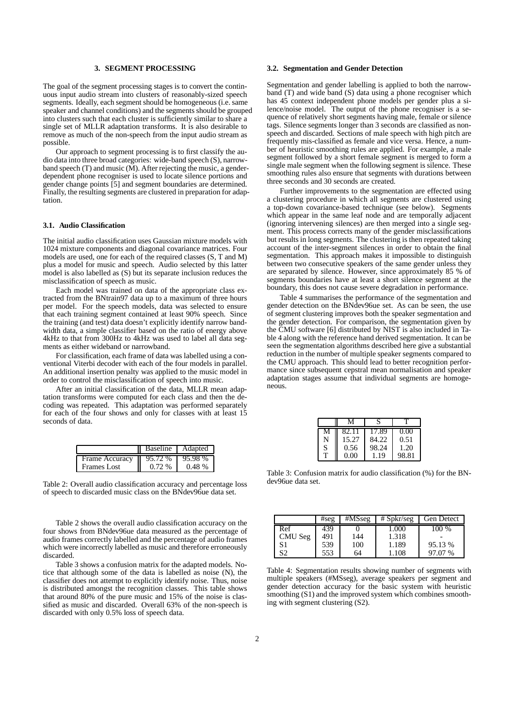## 3. SEGMENT PROCESSING

The goal of the segment processing stages is to convert the continuous input audio stream into clusters of reasonably-sized speech segments. Ideally, each segment should be homogeneous (i.e. same speaker and channel conditions) and the segments should be grouped into clusters such that each cluster is sufficiently similar to share a single set of MLLR adaptation transforms. It is also desirable to remove as much of the non-speech from the input audio stream as possible.

Our approach to segment processing is to first classify the audio data into three broad categories: wide-band speech (S), narrow-band speech (T) and music (M). After rejecting the music, a gender-dependent phone recogniser is used to locate silence portions and gender change points [5] and segment boundaries are determined. Finally, the resulting segments are clustered in preparation for adaptation.

### 3.1. Audio Classification

The initial audio classification uses Gaussian mixture models with 1024 mixture components and diagonal covariance matrices. Four models are used, one for each of the required classes (S, T and M) plus a model for music and speech. Audio selected by this latter model is also labelled as (S) but its separate inclusion reduces the misclassification of speech as music.

Each model was trained on data of the appropriate class extracted from the BNtrain97 data up to a maximum of three hours per model. For the speech models, data was selected to ensure that each training segment contained at least 90% speech. Since the training (and test) data doesn't explicitly identify narrow bandwidth data, a simple classifier based on the ratio of energy above 4kHz to that from 300Hz to 4kHz was used to label all data segments as either wideband or narrowband.

For classification, each frame of data was labelled using a conventional Viterbi decoder with each of the four models in parallel. An additional insertion penalty was applied to the music model in order to control the misclassification of speech into music.

After an initial classification of the data, MLLR mean adaptation transforms were computed for each class and then the decoding was repeated. This adaptation was performed separately for each of the four shows and only for classes with at least 15 seconds of data.

| | Baseline | Adapted |
|---|---|---|
| Frame Accuracy | 95.72 % | 95.98 % |
| Frames Lost | 0.72 % | 0.48 % |

Table 2: Overall audio classification accuracy and percentage loss of speech to discarded music class on the BNdev96ue data set.

Table 2 shows the overall audio classification accuracy on the four shows from BNdev96ue data measured as the percentage of audio frames correctly labelled and the percentage of audio frames which were incorrectly labelled as music and therefore erroneously discarded.

Table 3 shows a confusion matrix for the adapted models. Notice that although some of the data is labelled as noise (N), the classifier does not attempt to explicitly identify noise. Thus, noise is distributed amongst the recognition classes. This table shows that around 80% of the pure music and 15% of the noise is classified as music and discarded. Overall 63% of the non-speech is discarded with only 0.5% loss of speech data.

### 3.2. Segmentation and Gender Detection

Segmentation and gender labelling is applied to both the narrow-band (T) and wide band (S) data using a phone recogniser which has 45 context independent phone models per gender plus a silence/noise model. The output of the phone recogniser is a sequence of relatively short segments having male, female or silence tags. Silence segments longer than 3 seconds are classified as non-speech and discarded. Sections of male speech with high pitch are frequently mis-classified as female and vice versa. Hence, a number of heuristic smoothing rules are applied. For example, a male segment followed by a short female segment is merged to form a single male segment when the following segment is silence. These smoothing rules also ensure that segments with durations between three seconds and 30 seconds are created.

Further improvements to the segmentation are effected using a clustering procedure in which all segments are clustered using a top-down covariance-based technique (see below). Segments which appear in the same leaf node and are temporally adjacent (ignoring intervening silences) are then merged into a single segment. This process corrects many of the gender misclassifications but results in long segments. The clustering is then repeated taking account of the inter-segment silences in order to obtain the final segmentation. This approach makes it impossible to distinguish between two consecutive speakers of the same gender unless they are separated by silence. However, since approximately 85 % of segments boundaries have at least a short silence segment at the boundary, this does not cause severe degradation in performance.

Table 4 summarises the performance of the segmentation and gender detection on the BNdev96ue set. As can be seen, the use of segment clustering improves both the speaker segmentation and the gender detection. For comparison, the segmentation given by the CMU software [6] distributed by NIST is also included in Table 4 along with the reference hand derived segmentation. It can be seen the segmentation algorithms described here give a substantial reduction in the number of multiple speaker segments compared to the CMU approach. This should lead to better recognition performance since subsequent cepstral mean normalisation and speaker adaptation stages assume that individual segments are homogeneous.

| | M | S | T |
|---|---|---|---|
| M | 82.11 | 17.89 | 0.00 |
| N | 15.27 | 84.22 | 0.51 |
| S | 0.56 | 98.24 | 1.20 |
| T | 0.00 | 1.19 | 98.81 |

Table 3: Confusion matrix for audio classification (%) for the BNdev96ue data set.

| | #seg | #MSseg | # Spkr/seg | Gen Detect |
|---|---|---|---|---|
| Ref | 439 | 0 | 1.000 | 100 % |
| CMU Seg | 491 | 144 | 1.318 | - |
| S1 | 539 | 100 | 1.189 | 95.13 % |
| S2 | 553 | 64 | 1.108 | 97.07 % |

Table 4: Segmentation results showing number of segments with multiple speakers (#MSseg), average speakers per segment and gender detection accuracy for the basic system with heuristic smoothing (S1) and the improved system which combines smoothing with segment clustering (S2).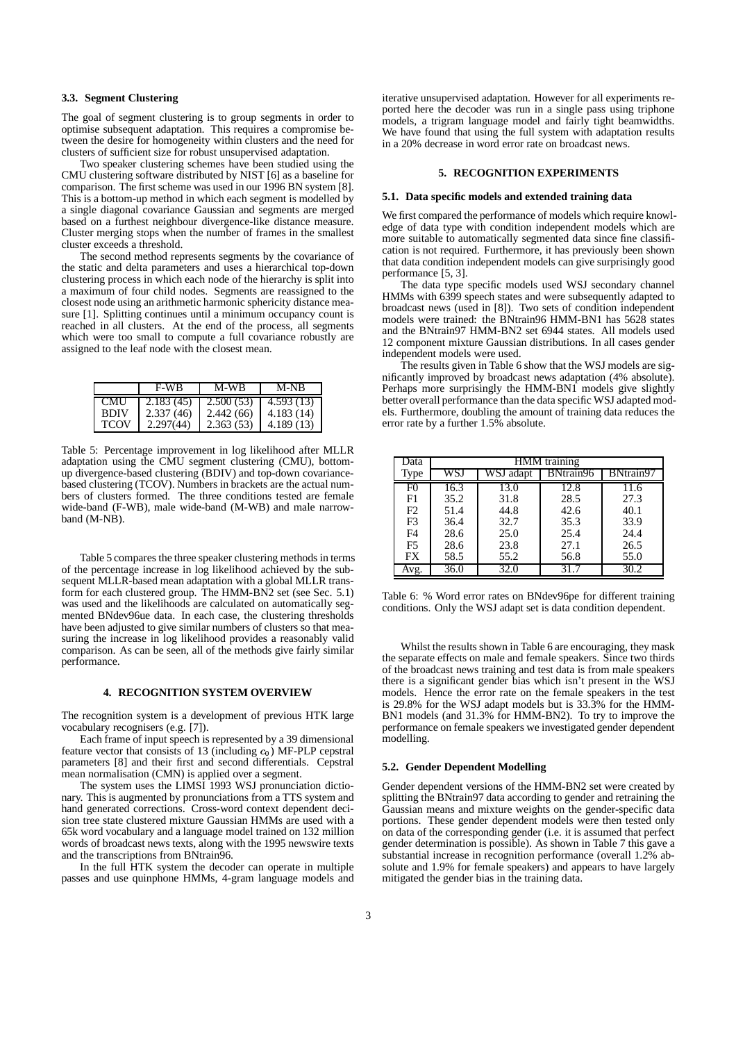### 3.3. Segment Clustering

The goal of segment clustering is to group segments in order to optimise subsequent adaptation. This requires a compromise between the desire for homogeneity within clusters and the need for clusters of sufficient size for robust unsupervised adaptation.

Two speaker clustering schemes have been studied using the CMU clustering software distributed by NIST [6] as a baseline for comparison. The first scheme was used in our 1996 BN system [8]. This is a bottom-up method in which each segment is modelled by a single diagonal covariance Gaussian and segments are merged based on a furthest neighbour divergence-like distance measure. Cluster merging stops when the number of frames in the smallest cluster exceeds a threshold.

The second method represents segments by the covariance of the static and delta parameters and uses a hierarchical top-down clustering process in which each node of the hierarchy is split into a maximum of four child nodes. Segments are reassigned to the closest node using an arithmetic harmonic sphericity distance measure [1]. Splitting continues until a minimum occupancy count is reached in all clusters. At the end of the process, all segments which were too small to compute a full covariance robustly are assigned to the leaf node with the closest mean.

| | F-WB | M-WB | M-NB |
|---|---|---|---|
| CMU | 2.183 (45) | 2.500 (53) | 4.593 (13) |
| BDIV | 2.337 (46) | 2.442 (66) | 4.183 (14) |
| TCOV | 2.297(44) | 2.363 (53) | 4.189 (13) |

Table 5: Percentage improvement in log likelihood after MLLR adaptation using the CMU segment clustering (CMU), bottom-up divergence-based clustering (BDIV) and top-down covariance-based clustering (TCOV). Numbers in brackets are the actual numbers of clusters formed. The three conditions tested are female wide-band (F-WB), male wide-band (M-WB) and male narrow-band (M-NB).

Table 5 compares the three speaker clustering methods in terms of the percentage increase in log likelihood achieved by the subsequent MLLR-based mean adaptation with a global MLLR transform for each clustered group. The HMM-BN2 set (see Sec. 5.1) was used and the likelihoods are calculated on automatically segmented BNdev96ue data. In each case, the clustering thresholds have been adjusted to give similar numbers of clusters so that measuring the increase in log likelihood provides a reasonably valid comparison. As can be seen, all of the methods give fairly similar performance.

## 4. RECOGNITION SYSTEM OVERVIEW

The recognition system is a development of previous HTK large vocabulary recognisers (e.g. [7]).

Each frame of input speech is represented by a 39 dimensional feature vector that consists of 13 (including $c_0$) MF-PLP cepstral parameters [8] and their first and second differentials. Cepstral mean normalisation (CMN) is applied over a segment.

The system uses the LIMSI 1993 WSJ pronunciation dictionary. This is augmented by pronunciations from a TTS system and hand generated corrections. Cross-word context dependent decision tree state clustered mixture Gaussian HMMs are used with a 65k word vocabulary and a language model trained on 132 million words of broadcast news texts, along with the 1995 newswire texts and the transcriptions from BNtrain96.

In the full HTK system the decoder can operate in multiple passes and use quinphone HMMs, 4-gram language models and iterative unsupervised adaptation. However for all experiments reported here the decoder was run in a single pass using triphone models, a trigram language model and fairly tight beamwidths. We have found that using the full system with adaptation results in a 20% decrease in word error rate on broadcast news.

## 5. RECOGNITION EXPERIMENTS

### 5.1. Data specific models and extended training data

We first compared the performance of models which require knowledge of data type with condition independent models which are more suitable to automatically segmented data since fine classification is not required. Furthermore, it has previously been shown that data condition independent models can give surprisingly good performance [5, 3].

The data type specific models used WSJ secondary channel HMMs with 6399 speech states and were subsequently adapted to broadcast news (used in [8]). Two sets of condition independent models were trained: the BNtrain96 HMM-BN1 has 5628 states and the BNtrain97 HMM-BN2 set 6944 states. All models used 12 component mixture Gaussian distributions. In all cases gender independent models were used.

The results given in Table 6 show that the WSJ models are significantly improved by broadcast news adaptation (4% absolute). Perhaps more surprisingly the HMM-BN1 models give slightly better overall performance than the data specific WSJ adapted models. Furthermore, doubling the amount of training data reduces the error rate by a further 1.5% absolute.

| Data | HMM training | | | |
|---|---|---|---|---|
| Type | WSJ | WSJ adapt | BNtrain96 | BNtrain97 |
| F0 | 16.3 | 13.0 | 12.8 | 11.6 |
| F1 | 35.2 | 31.8 | 28.5 | 27.3 |
| F2 | 51.4 | 44.8 | 42.6 | 40.1 |
| F3 | 36.4 | 32.7 | 35.3 | 33.9 |
| F4 | 28.6 | 25.0 | 25.4 | 24.4 |
| F5 | 28.6 | 23.8 | 27.1 | 26.5 |
| FX | 58.5 | 55.2 | 56.8 | 55.0 |
| Avg. | 36.0 | 32.0 | 31.7 | 30.2 |

Table 6: % Word error rates on BNdev96pe for different training conditions. Only the WSJ adapt set is data condition dependent.

Whilst the results shown in Table 6 are encouraging, they mask the separate effects on male and female speakers. Since two thirds of the broadcast news training and test data is from male speakers there is a significant gender bias which isn't present in the WSJ models. Hence the error rate on the female speakers in the test is 29.8% for the WSJ adapt models but is 33.3% for the HMM-BN1 models (and 31.3% for HMM-BN2). To try to improve the performance on female speakers we investigated gender dependent modelling.

### 5.2. Gender Dependent Modelling

Gender dependent versions of the HMM-BN2 set were created by splitting the BNtrain97 data according to gender and retraining the Gaussian means and mixture weights on the gender-specific data portions. These gender dependent models were then tested only on data of the corresponding gender (i.e. it is assumed that perfect gender determination is possible). As shown in Table 7 this gave a substantial increase in recognition performance (overall 1.2% absolute and 1.9% for female speakers) and appears to have largely mitigated the gender bias in the training data.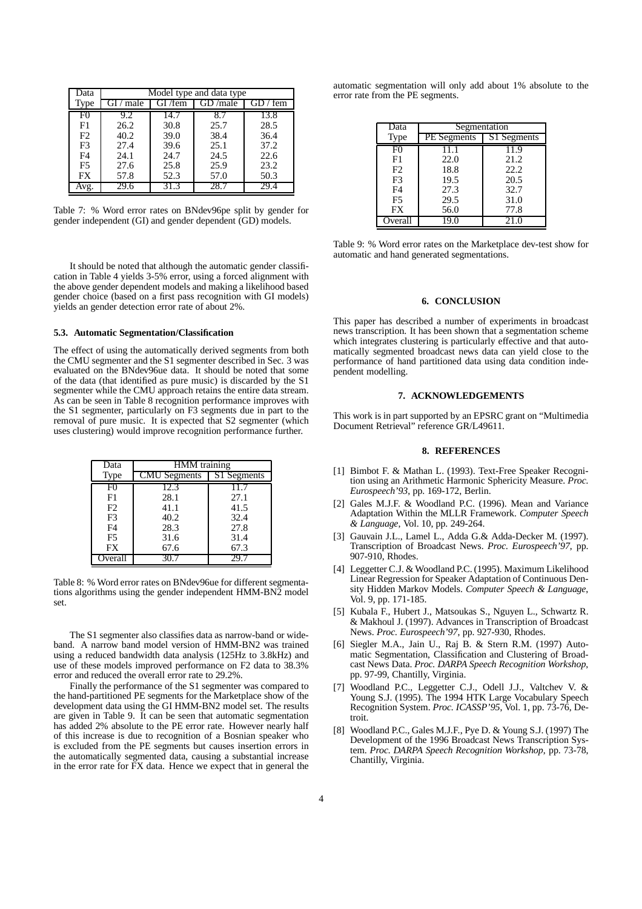| Data | Model type and data type | | | |
|---|---|---|---|---|
| Type | GI / male | GI /fem | GD /male | GD / fem |
| F0 | 9.2 | 14.7 | 8.7 | 13.8 |
| F1 | 26.2 | 30.8 | 25.7 | 28.5 |
| F2 | 40.2 | 39.0 | 38.4 | 36.4 |
| F3 | 27.4 | 39.6 | 25.1 | 37.2 |
| F4 | 24.1 | 24.7 | 24.5 | 22.6 |
| F5 | 27.6 | 25.8 | 25.9 | 23.2 |
| FX | 57.8 | 52.3 | 57.0 | 50.3 |
| Avg. | 29.6 | 31.3 | 28.7 | 29.4 |

Table 7: % Word error rates on BNdev96pe split by gender for gender independent (GI) and gender dependent (GD) models.

It should be noted that although the automatic gender classification in Table 4 yields 3-5% error, using a forced alignment with the above gender dependent models and making a likelihood based gender choice (based on a first pass recognition with GI models) yields an gender detection error rate of about 2%.

### 5.3. Automatic Segmentation/Classification

The effect of using the automatically derived segments from both the CMU segmenter and the S1 segmenter described in Sec. 3 was evaluated on the BNdev96ue data. It should be noted that some of the data (that identified as pure music) is discarded by the S1 segmenter while the CMU approach retains the entire data stream. As can be seen in Table 8 recognition performance improves with the S1 segmenter, particularly on F3 segments due in part to the removal of pure music. It is expected that S2 segmenter (which uses clustering) would improve recognition performance further.

| Data | HMM training | |
|---|---|---|
| Type | CMU Segments | S1 Segments |
| F0 | 12.3 | 11.7 |
| F1 | 28.1 | 27.1 |
| F2 | 41.1 | 41.5 |
| F3 | 40.2 | 32.4 |
| F4 | 28.3 | 27.8 |
| F5 | 31.6 | 31.4 |
| FX | 67.6 | 67.3 |
| Overall | 30.7 | 29.7 |

Table 8: % Word error rates on BNdev96ue for different segmentations algorithms using the gender independent HMM-BN2 model set.

The S1 segmenter also classifies data as narrow-band or wide-band. A narrow band model version of HMM-BN2 was trained using a reduced bandwidth data analysis (125Hz to 3.8kHz) and use of these models improved performance on F2 data to 38.3% error and reduced the overall error rate to 29.2%.

Finally the performance of the S1 segmenter was compared to the hand-partitioned PE segments for the Marketplace show of the development data using the GI HMM-BN2 model set. The results are given in Table 9. It can be seen that automatic segmentation has added 2% absolute to the PE error rate. However nearly half of this increase is due to recognition of a Bosnian speaker who is excluded from the PE segments but causes insertion errors in the automatically segmented data, causing a substantial increase in the error rate for FX data. Hence we expect that in general the automatic segmentation will only add about 1% absolute to the error rate from the PE segments.

| Data | Segmentation | |
|---|---|---|
| Type | PE Segments | S1 Segments |
| F0 | 11.1 | 11.9 |
| F1 | 22.0 | 21.2 |
| F2 | 18.8 | 22.2 |
| F3 | 19.5 | 20.5 |
| F4 | 27.3 | 32.7 |
| F5 | 29.5 | 31.0 |
| FX | 56.0 | 77.8 |
| Overall | 19.0 | 21.0 |

Table 9: % Word error rates on the Marketplace dev-test show for automatic and hand generated segmentations.

## 6. CONCLUSION

This paper has described a number of experiments in broadcast news transcription. It has been shown that a segmentation scheme which integrates clustering is particularly effective and that automatically segmented broadcast news data can yield close to the performance of hand partitioned data using data condition independent modelling.

## 7. ACKNOWLEDGEMENTS

This work is in part supported by an EPSRC grant on "Multimedia Document Retrieval" reference GR/L49611.

## 8. REFERENCES

[1] Bimbot F. & Mathan L. (1993). Text-Free Speaker Recognition using an Arithmetic Harmonic Sphericity Measure. *Proc. Eurospeech'93*, pp. 169-172, Berlin.

[2] Gales M.J.F. & Woodland P.C. (1996). Mean and Variance Adaptation Within the MLLR Framework. *Computer Speech & Language*, Vol. 10, pp. 249-264.

[3] Gauvain J.L., Lamel L., Adda G.& Adda-Decker M. (1997). Transcription of Broadcast News. *Proc. Eurospeech'97*, pp. 907-910, Rhodes.

[4] Leggetter C.J. & Woodland P.C. (1995). Maximum Likelihood Linear Regression for Speaker Adaptation of Continuous Density Hidden Markov Models. *Computer Speech & Language*, Vol. 9, pp. 171-185.

[5] Kubala F., Hubert J., Matsoukas S., Nguyen L., Schwartz R. & Makhoul J. (1997). Advances in Transcription of Broadcast News. *Proc. Eurospeech'97*, pp. 927-930, Rhodes.

[6] Siegler M.A., Jain U., Raj B. & Stern R.M. (1997) Automatic Segmentation, Classification and Clustering of Broadcast News Data. *Proc. DARPA Speech Recognition Workshop*, pp. 97-99, Chantilly, Virginia.

[7] Woodland P.C., Leggetter C.J., Odell J.J., Valtchev V. & Young S.J. (1995). The 1994 HTK Large Vocabulary Speech Recognition System. *Proc. ICASSP'95*, Vol. 1, pp. 73-76, Detroit.

[8] Woodland P.C., Gales M.J.F., Pye D. & Young S.J. (1997) The Development of the 1996 Broadcast News Transcription System. *Proc. DARPA Speech Recognition Workshop*, pp. 73-78, Chantilly, Virginia.